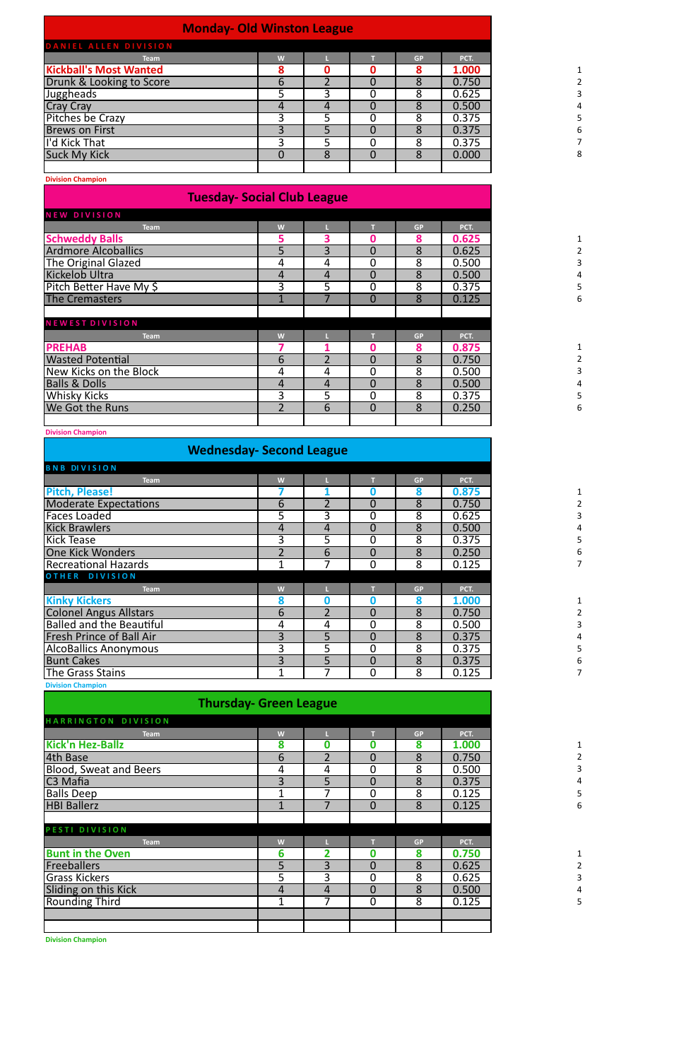## Monday- Old Winston League

**DANIEL ALLEN DIVISION**

| Team | W | L | T | GP | PCT. | |
|---|---|---|---|---|---|---|
| **Kickball's Most Wanted** | **8** | **0** | **0** | **8** | **1.000** | 1 |
| Drunk & Looking to Score | 6 | 2 | 0 | 8 | 0.750 | 2 |
| Juggheads | 5 | 3 | 0 | 8 | 0.625 | 3 |
| Cray Cray | 4 | 4 | 0 | 8 | 0.500 | 4 |
| Pitches be Crazy | 3 | 5 | 0 | 8 | 0.375 | 5 |
| Brews on First | 3 | 5 | 0 | 8 | 0.375 | 6 |
| I'd Kick That | 3 | 5 | 0 | 8 | 0.375 | 7 |
| Suck My Kick | 0 | 8 | 0 | 8 | 0.000 | 8 |

Division Champion

## Tuesday- Social Club League

**NEW DIVISION**

| Team | W | L | T | GP | PCT. | |
|---|---|---|---|---|---|---|
| **Schweddy Balls** | **5** | **3** | **0** | **8** | **0.625** | 1 |
| Ardmore Alcoballics | 5 | 3 | 0 | 8 | 0.625 | 2 |
| The Original Glazed | 4 | 4 | 0 | 8 | 0.500 | 3 |
| Kickelob Ultra | 4 | 4 | 0 | 8 | 0.500 | 4 |
| Pitch Better Have My $ | 3 | 5 | 0 | 8 | 0.375 | 5 |
| The Cremasters | 1 | 7 | 0 | 8 | 0.125 | 6 |

**NEWEST DIVISION**

| Team | W | L | T | GP | PCT. | |
|---|---|---|---|---|---|---|
| **PREHAB** | **7** | **1** | **0** | **8** | **0.875** | 1 |
| Wasted Potential | 6 | 2 | 0 | 8 | 0.750 | 2 |
| New Kicks on the Block | 4 | 4 | 0 | 8 | 0.500 | 3 |
| Balls & Dolls | 4 | 4 | 0 | 8 | 0.500 | 4 |
| Whisky Kicks | 3 | 5 | 0 | 8 | 0.375 | 5 |
| We Got the Runs | 2 | 6 | 0 | 8 | 0.250 | 6 |

Division Champion

## Wednesday- Second League

**BNB DIVISION**

| Team | W | L | T | GP | PCT. | |
|---|---|---|---|---|---|---|
| **Pitch, Please!** | **7** | **1** | **0** | **8** | **0.875** | 1 |
| Moderate Expectations | 6 | 2 | 0 | 8 | 0.750 | 2 |
| Faces Loaded | 5 | 3 | 0 | 8 | 0.625 | 3 |
| Kick Brawlers | 4 | 4 | 0 | 8 | 0.500 | 4 |
| Kick Tease | 3 | 5 | 0 | 8 | 0.375 | 5 |
| One Kick Wonders | 2 | 6 | 0 | 8 | 0.250 | 6 |
| Recreational Hazards | 1 | 7 | 0 | 8 | 0.125 | 7 |

**OTHER DIVISION**

| Team | W | L | T | GP | PCT. | |
|---|---|---|---|---|---|---|
| **Kinky Kickers** | **8** | **0** | **0** | **8** | **1.000** | 1 |
| Colonel Angus Allstars | 6 | 2 | 0 | 8 | 0.750 | 2 |
| Balled and the Beautiful | 4 | 4 | 0 | 8 | 0.500 | 3 |
| Fresh Prince of Ball Air | 3 | 5 | 0 | 8 | 0.375 | 4 |
| AlcoBallics Anonymous | 3 | 5 | 0 | 8 | 0.375 | 5 |
| Bunt Cakes | 3 | 5 | 0 | 8 | 0.375 | 6 |
| The Grass Stains | 1 | 7 | 0 | 8 | 0.125 | 7 |

Division Champion

## Thursday- Green League

**HARRINGTON DIVISION**

| Team | W | L | T | GP | PCT. | |
|---|---|---|---|---|---|---|
| **Kick'n Hez-Ballz** | **8** | **0** | **0** | **8** | **1.000** | 1 |
| 4th Base | 6 | 2 | 0 | 8 | 0.750 | 2 |
| Blood, Sweat and Beers | 4 | 4 | 0 | 8 | 0.500 | 3 |
| C3 Mafia | 3 | 5 | 0 | 8 | 0.375 | 4 |
| Balls Deep | 1 | 7 | 0 | 8 | 0.125 | 5 |
| HBI Ballerz | 1 | 7 | 0 | 8 | 0.125 | 6 |

**PESTI DIVISION**

| Team | W | L | T | GP | PCT. | |
|---|---|---|---|---|---|---|
| **Bunt in the Oven** | **6** | **2** | **0** | **8** | **0.750** | 1 |
| Freeballers | 5 | 3 | 0 | 8 | 0.625 | 2 |
| Grass Kickers | 5 | 3 | 0 | 8 | 0.625 | 3 |
| Sliding on this Kick | 4 | 4 | 0 | 8 | 0.500 | 4 |
| Rounding Third | 1 | 7 | 0 | 8 | 0.125 | 5 |

Division Champion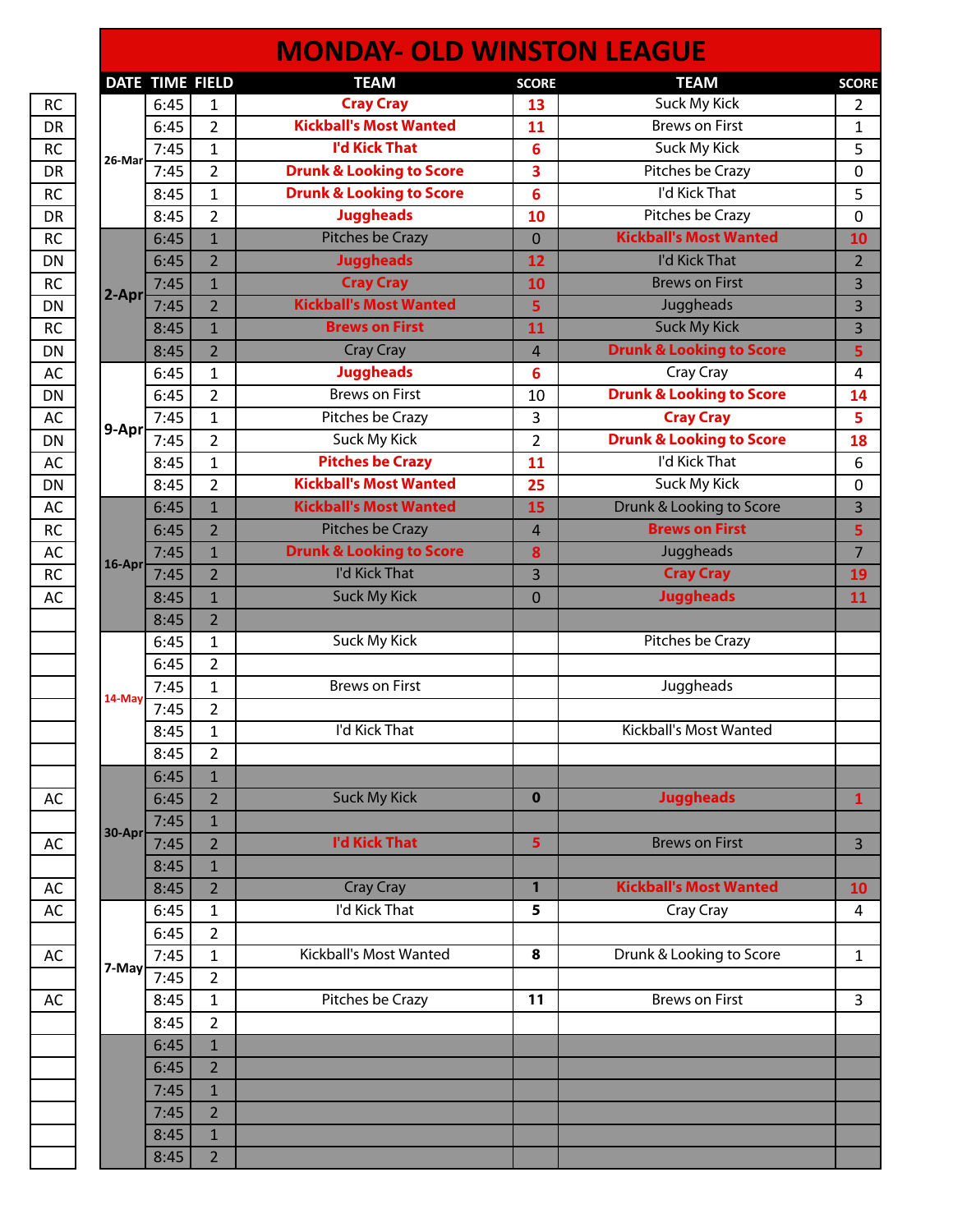# MONDAY- OLD WINSTON LEAGUE

| | DATE | TIME | FIELD | TEAM | SCORE | TEAM | SCORE |
|---|---|---|---|---|---|---|---|
| RC | 26-Mar | 6:45 | 1 | **Cray Cray** | **13** | Suck My Kick | 2 |
| DR | | 6:45 | 2 | **Kickball's Most Wanted** | **11** | Brews on First | 1 |
| RC | | 7:45 | 1 | **I'd Kick That** | **6** | Suck My Kick | 5 |
| DR | | 7:45 | 2 | **Drunk & Looking to Score** | **3** | Pitches be Crazy | 0 |
| RC | | 8:45 | 1 | **Drunk & Looking to Score** | **6** | I'd Kick That | 5 |
| DR | | 8:45 | 2 | **Juggheads** | **10** | Pitches be Crazy | 0 |
| RC | 2-Apr | 6:45 | 1 | Pitches be Crazy | 0 | **Kickball's Most Wanted** | **10** |
| DN | | 6:45 | 2 | **Juggheads** | **12** | I'd Kick That | 2 |
| RC | | 7:45 | 1 | **Cray Cray** | **10** | Brews on First | 3 |
| DN | | 7:45 | 2 | **Kickball's Most Wanted** | **5** | Juggheads | 3 |
| RC | | 8:45 | 1 | **Brews on First** | **11** | Suck My Kick | 3 |
| DN | | 8:45 | 2 | Cray Cray | 4 | **Drunk & Looking to Score** | **5** |
| AC | 9-Apr | 6:45 | 1 | **Juggheads** | **6** | Cray Cray | 4 |
| DN | | 6:45 | 2 | Brews on First | 10 | **Drunk & Looking to Score** | **14** |
| AC | | 7:45 | 1 | Pitches be Crazy | 3 | **Cray Cray** | **5** |
| DN | | 7:45 | 2 | Suck My Kick | 2 | **Drunk & Looking to Score** | **18** |
| AC | | 8:45 | 1 | **Pitches be Crazy** | **11** | I'd Kick That | 6 |
| DN | | 8:45 | 2 | **Kickball's Most Wanted** | **25** | Suck My Kick | 0 |
| AC | 16-Apr | 6:45 | 1 | **Kickball's Most Wanted** | **15** | Drunk & Looking to Score | 3 |
| RC | | 6:45 | 2 | Pitches be Crazy | 4 | **Brews on First** | **5** |
| AC | | 7:45 | 1 | **Drunk & Looking to Score** | **8** | Juggheads | 7 |
| RC | | 7:45 | 2 | I'd Kick That | 3 | **Cray Cray** | **19** |
| AC | | 8:45 | 1 | Suck My Kick | 0 | **Juggheads** | **11** |
| | | 8:45 | 2 | | | | |
| | 14-May | 6:45 | 1 | Suck My Kick | | Pitches be Crazy | |
| | | 6:45 | 2 | | | | |
| | | 7:45 | 1 | Brews on First | | Juggheads | |
| | | 7:45 | 2 | | | | |
| | | 8:45 | 1 | I'd Kick That | | Kickball's Most Wanted | |
| | | 8:45 | 2 | | | | |
| | 30-Apr | 6:45 | 1 | | | | |
| AC | | 6:45 | 2 | Suck My Kick | **0** | **Juggheads** | **1** |
| | | 7:45 | 1 | | | | |
| AC | | 7:45 | 2 | **I'd Kick That** | **5** | Brews on First | 3 |
| | | 8:45 | 1 | | | | |
| AC | | 8:45 | 2 | Cray Cray | **1** | **Kickball's Most Wanted** | **10** |
| AC | 7-May | 6:45 | 1 | I'd Kick That | **5** | Cray Cray | 4 |
| | | 6:45 | 2 | | | | |
| AC | | 7:45 | 1 | Kickball's Most Wanted | **8** | Drunk & Looking to Score | 1 |
| | | 7:45 | 2 | | | | |
| AC | | 8:45 | 1 | Pitches be Crazy | **11** | Brews on First | 3 |
| | | 8:45 | 2 | | | | |
| | | 6:45 | 1 | | | | |
| | | 6:45 | 2 | | | | |
| | | 7:45 | 1 | | | | |
| | | 7:45 | 2 | | | | |
| | | 8:45 | 1 | | | | |
| | | 8:45 | 2 | | | | |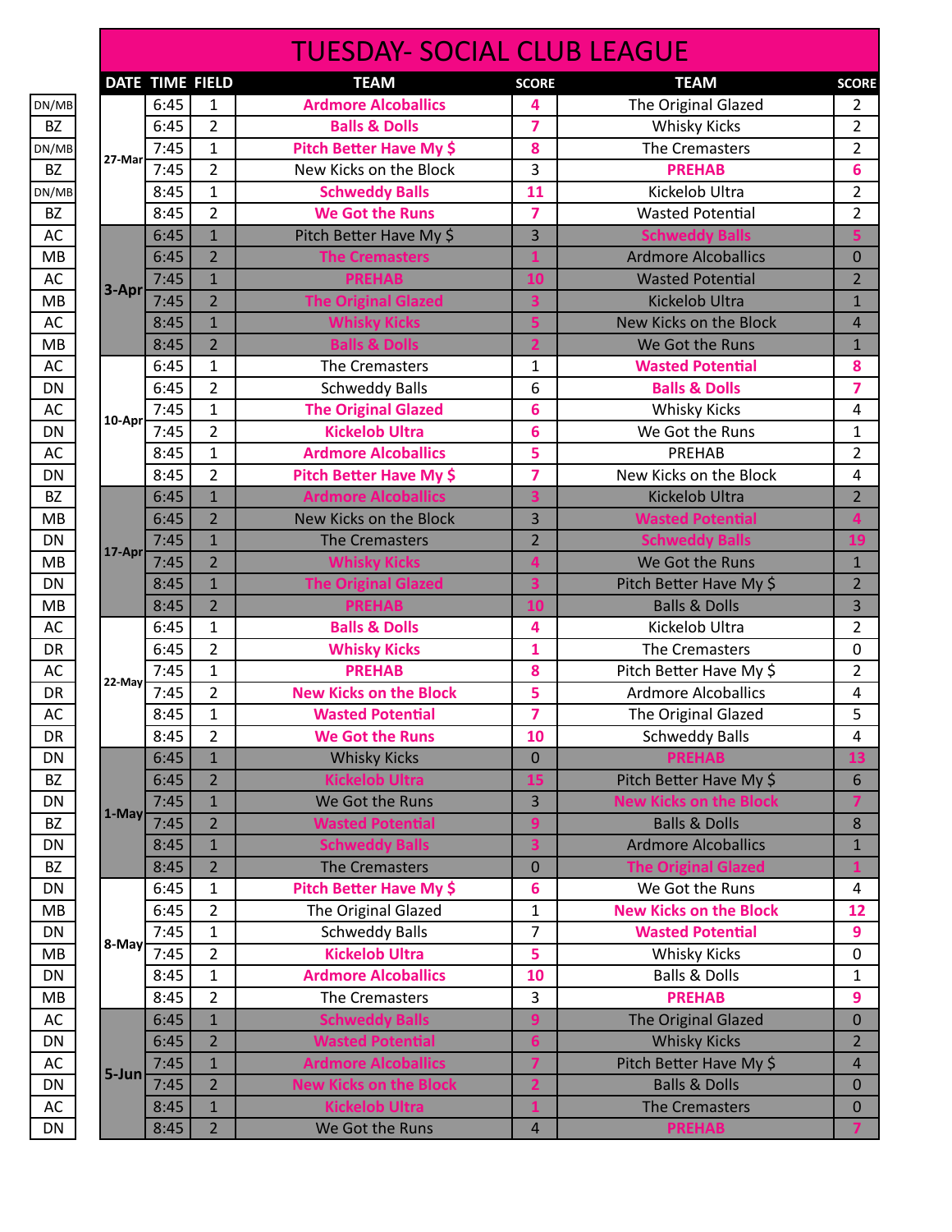# TUESDAY- SOCIAL CLUB LEAGUE

| | DATE | TIME | FIELD | TEAM | SCORE | TEAM | SCORE |
|---|---|---|---|---|---|---|---|
| DN/MB | 27-Mar | 6:45 | 1 | Ardmore Alcoballics | 4 | The Original Glazed | 2 |
| BZ | | 6:45 | 2 | Balls & Dolls | 7 | Whisky Kicks | 2 |
| DN/MB | | 7:45 | 1 | Pitch Better Have My $ | 8 | The Cremasters | 2 |
| BZ | | 7:45 | 2 | New Kicks on the Block | 3 | PREHAB | 6 |
| DN/MB | | 8:45 | 1 | Schweddy Balls | 11 | Kickelob Ultra | 2 |
| BZ | | 8:45 | 2 | We Got the Runs | 7 | Wasted Potential | 2 |
| AC | 3-Apr | 6:45 | 1 | Pitch Better Have My $ | 3 | Schweddy Balls | 5 |
| MB | | 6:45 | 2 | The Cremasters | 1 | Ardmore Alcoballics | 0 |
| AC | | 7:45 | 1 | PREHAB | 10 | Wasted Potential | 2 |
| MB | | 7:45 | 2 | The Original Glazed | 3 | Kickelob Ultra | 1 |
| AC | | 8:45 | 1 | Whisky Kicks | 5 | New Kicks on the Block | 4 |
| MB | | 8:45 | 2 | Balls & Dolls | 2 | We Got the Runs | 1 |
| AC | 10-Apr | 6:45 | 1 | The Cremasters | 1 | Wasted Potential | 8 |
| DN | | 6:45 | 2 | Schweddy Balls | 6 | Balls & Dolls | 7 |
| AC | | 7:45 | 1 | The Original Glazed | 6 | Whisky Kicks | 4 |
| DN | | 7:45 | 2 | Kickelob Ultra | 6 | We Got the Runs | 1 |
| AC | | 8:45 | 1 | Ardmore Alcoballics | 5 | PREHAB | 2 |
| DN | | 8:45 | 2 | Pitch Better Have My $ | 7 | New Kicks on the Block | 4 |
| BZ | 17-Apr | 6:45 | 1 | Ardmore Alcoballics | 3 | Kickelob Ultra | 2 |
| MB | | 6:45 | 2 | New Kicks on the Block | 3 | Wasted Potential | 4 |
| DN | | 7:45 | 1 | The Cremasters | 2 | Schweddy Balls | 19 |
| MB | | 7:45 | 2 | Whisky Kicks | 4 | We Got the Runs | 1 |
| DN | | 8:45 | 1 | The Original Glazed | 3 | Pitch Better Have My $ | 2 |
| MB | | 8:45 | 2 | PREHAB | 10 | Balls & Dolls | 3 |
| AC | 22-May | 6:45 | 1 | Balls & Dolls | 4 | Kickelob Ultra | 2 |
| DR | | 6:45 | 2 | Whisky Kicks | 1 | The Cremasters | 0 |
| AC | | 7:45 | 1 | PREHAB | 8 | Pitch Better Have My $ | 2 |
| DR | | 7:45 | 2 | New Kicks on the Block | 5 | Ardmore Alcoballics | 4 |
| AC | | 8:45 | 1 | Wasted Potential | 7 | The Original Glazed | 5 |
| DR | | 8:45 | 2 | We Got the Runs | 10 | Schweddy Balls | 4 |
| DN | 1-May | 6:45 | 1 | Whisky Kicks | 0 | PREHAB | 13 |
| BZ | | 6:45 | 2 | Kickelob Ultra | 15 | Pitch Better Have My $ | 6 |
| DN | | 7:45 | 1 | We Got the Runs | 3 | New Kicks on the Block | 7 |
| BZ | | 7:45 | 2 | Wasted Potential | 9 | Balls & Dolls | 8 |
| DN | | 8:45 | 1 | Schweddy Balls | 3 | Ardmore Alcoballics | 1 |
| BZ | | 8:45 | 2 | The Cremasters | 0 | The Original Glazed | 1 |
| DN | 8-May | 6:45 | 1 | Pitch Better Have My $ | 6 | We Got the Runs | 4 |
| MB | | 6:45 | 2 | The Original Glazed | 1 | New Kicks on the Block | 12 |
| DN | | 7:45 | 1 | Schweddy Balls | 7 | Wasted Potential | 9 |
| MB | | 7:45 | 2 | Kickelob Ultra | 5 | Whisky Kicks | 0 |
| DN | | 8:45 | 1 | Ardmore Alcoballics | 10 | Balls & Dolls | 1 |
| MB | | 8:45 | 2 | The Cremasters | 3 | PREHAB | 9 |
| AC | 5-Jun | 6:45 | 1 | Schweddy Balls | 9 | The Original Glazed | 0 |
| DN | | 6:45 | 2 | Wasted Potential | 6 | Whisky Kicks | 2 |
| AC | | 7:45 | 1 | Ardmore Alcoballics | 7 | Pitch Better Have My $ | 4 |
| DN | | 7:45 | 2 | New Kicks on the Block | 2 | Balls & Dolls | 0 |
| AC | | 8:45 | 1 | Kickelob Ultra | 1 | The Cremasters | 0 |
| DN | | 8:45 | 2 | We Got the Runs | 4 | PREHAB | 7 |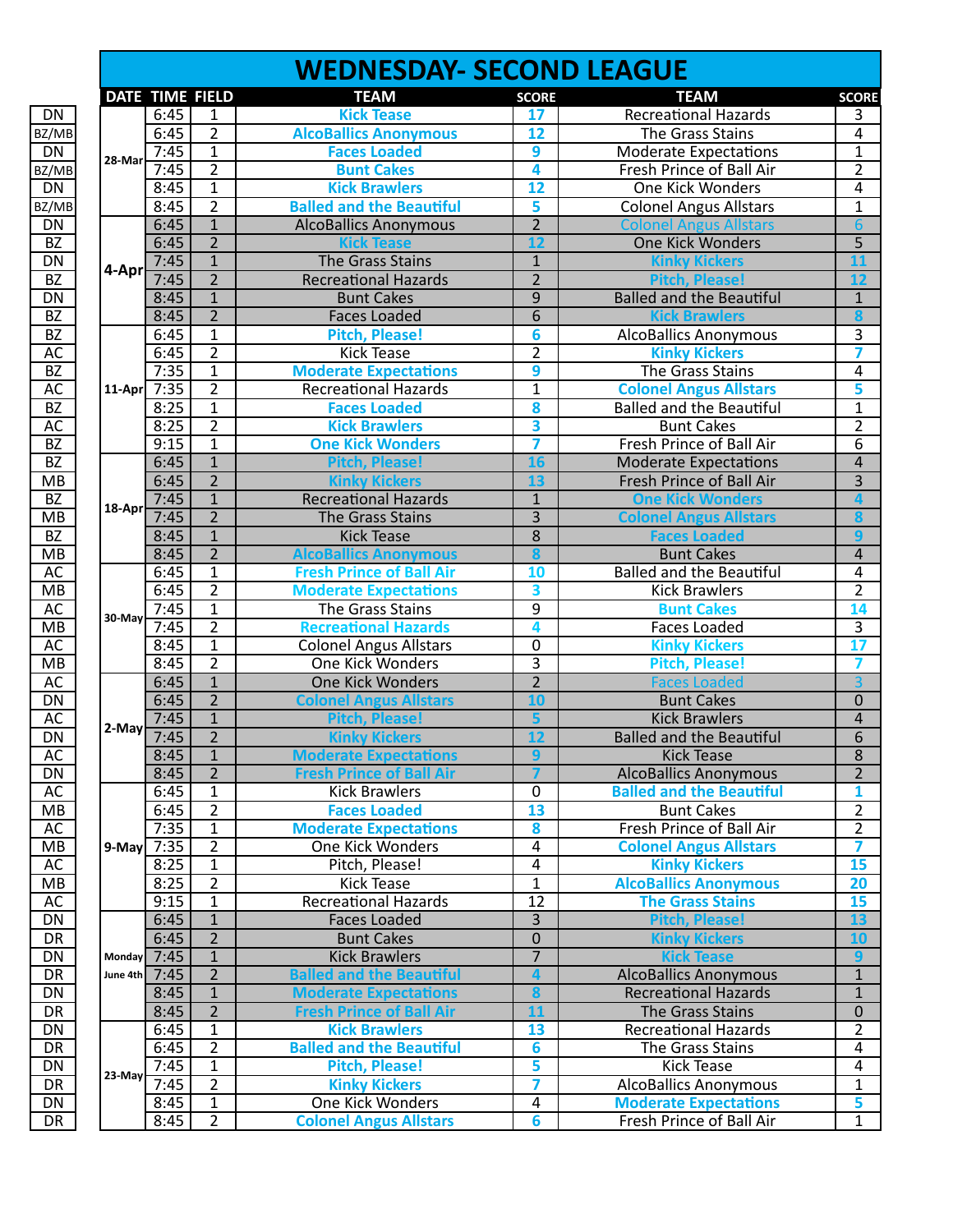# WEDNESDAY- SECOND LEAGUE

| | DATE | TIME | FIELD | TEAM | SCORE | TEAM | SCORE |
|---|---|---|---|---|---|---|---|
| DN | 28-Mar | 6:45 | 1 | Kick Tease | 17 | Recreational Hazards | 3 |
| BZ/MB | | 6:45 | 2 | AlcoBallics Anonymous | 12 | The Grass Stains | 4 |
| DN | | 7:45 | 1 | Faces Loaded | 9 | Moderate Expectations | 1 |
| BZ/MB | | 7:45 | 2 | Bunt Cakes | 4 | Fresh Prince of Ball Air | 2 |
| DN | | 8:45 | 1 | Kick Brawlers | 12 | One Kick Wonders | 4 |
| BZ/MB | | 8:45 | 2 | Balled and the Beautiful | 5 | Colonel Angus Allstars | 1 |
| DN | 4-Apr | 6:45 | 1 | AlcoBallics Anonymous | 2 | Colonel Angus Allstars | 6 |
| BZ | | 6:45 | 2 | Kick Tease | 12 | One Kick Wonders | 5 |
| DN | | 7:45 | 1 | The Grass Stains | 1 | Kinky Kickers | 11 |
| BZ | | 7:45 | 2 | Recreational Hazards | 2 | Pitch, Please! | 12 |
| DN | | 8:45 | 1 | Bunt Cakes | 9 | Balled and the Beautiful | 1 |
| BZ | | 8:45 | 2 | Faces Loaded | 6 | Kick Brawlers | 8 |
| BZ | 11-Apr | 6:45 | 1 | Pitch, Please! | 6 | AlcoBallics Anonymous | 3 |
| AC | | 6:45 | 2 | Kick Tease | 2 | Kinky Kickers | 7 |
| BZ | | 7:35 | 1 | Moderate Expectations | 9 | The Grass Stains | 4 |
| AC | | 7:35 | 2 | Recreational Hazards | 1 | Colonel Angus Allstars | 5 |
| BZ | | 8:25 | 1 | Faces Loaded | 8 | Balled and the Beautiful | 1 |
| AC | | 8:25 | 2 | Kick Brawlers | 3 | Bunt Cakes | 2 |
| BZ | | 9:15 | 1 | One Kick Wonders | 7 | Fresh Prince of Ball Air | 6 |
| BZ | 18-Apr | 6:45 | 1 | Pitch, Please! | 16 | Moderate Expectations | 4 |
| MB | | 6:45 | 2 | Kinky Kickers | 13 | Fresh Prince of Ball Air | 3 |
| BZ | | 7:45 | 1 | Recreational Hazards | 1 | One Kick Wonders | 4 |
| MB | | 7:45 | 2 | The Grass Stains | 3 | Colonel Angus Allstars | 8 |
| BZ | | 8:45 | 1 | Kick Tease | 8 | Faces Loaded | 9 |
| MB | | 8:45 | 2 | AlcoBallics Anonymous | 8 | Bunt Cakes | 4 |
| AC | 30-May | 6:45 | 1 | Fresh Prince of Ball Air | 10 | Balled and the Beautiful | 4 |
| MB | | 6:45 | 2 | Moderate Expectations | 3 | Kick Brawlers | 2 |
| AC | | 7:45 | 1 | The Grass Stains | 9 | Bunt Cakes | 14 |
| MB | | 7:45 | 2 | Recreational Hazards | 4 | Faces Loaded | 3 |
| AC | | 8:45 | 1 | Colonel Angus Allstars | 0 | Kinky Kickers | 17 |
| MB | | 8:45 | 2 | One Kick Wonders | 3 | Pitch, Please! | 7 |
| AC | 2-May | 6:45 | 1 | One Kick Wonders | 2 | Faces Loaded | 3 |
| DN | | 6:45 | 2 | Colonel Angus Allstars | 10 | Bunt Cakes | 0 |
| AC | | 7:45 | 1 | Pitch, Please! | 5 | Kick Brawlers | 4 |
| DN | | 7:45 | 2 | Kinky Kickers | 12 | Balled and the Beautiful | 6 |
| AC | | 8:45 | 1 | Moderate Expectations | 9 | Kick Tease | 8 |
| DN | | 8:45 | 2 | Fresh Prince of Ball Air | 7 | AlcoBallics Anonymous | 2 |
| AC | 9-May | 6:45 | 1 | Kick Brawlers | 0 | Balled and the Beautiful | 1 |
| MB | | 6:45 | 2 | Faces Loaded | 13 | Bunt Cakes | 2 |
| AC | | 7:35 | 1 | Moderate Expectations | 8 | Fresh Prince of Ball Air | 2 |
| MB | | 7:35 | 2 | One Kick Wonders | 4 | Colonel Angus Allstars | 7 |
| AC | | 8:25 | 1 | Pitch, Please! | 4 | Kinky Kickers | 15 |
| MB | | 8:25 | 2 | Kick Tease | 1 | AlcoBallics Anonymous | 20 |
| AC | | 9:15 | 1 | Recreational Hazards | 12 | The Grass Stains | 15 |
| DN | Monday June 4th | 6:45 | 1 | Faces Loaded | 3 | Pitch, Please! | 13 |
| DR | | 6:45 | 2 | Bunt Cakes | 0 | Kinky Kickers | 10 |
| DN | | 7:45 | 1 | Kick Brawlers | 7 | Kick Tease | 9 |
| DR | | 7:45 | 2 | Balled and the Beautiful | 4 | AlcoBallics Anonymous | 1 |
| DN | | 8:45 | 1 | Moderate Expectations | 8 | Recreational Hazards | 1 |
| DR | | 8:45 | 2 | Fresh Prince of Ball Air | 11 | The Grass Stains | 0 |
| DN | 23-May | 6:45 | 1 | Kick Brawlers | 13 | Recreational Hazards | 2 |
| DR | | 6:45 | 2 | Balled and the Beautiful | 6 | The Grass Stains | 4 |
| DN | | 7:45 | 1 | Pitch, Please! | 5 | Kick Tease | 4 |
| DR | | 7:45 | 2 | Kinky Kickers | 7 | AlcoBallics Anonymous | 1 |
| DN | | 8:45 | 1 | One Kick Wonders | 4 | Moderate Expectations | 5 |
| DR | | 8:45 | 2 | Colonel Angus Allstars | 6 | Fresh Prince of Ball Air | 1 |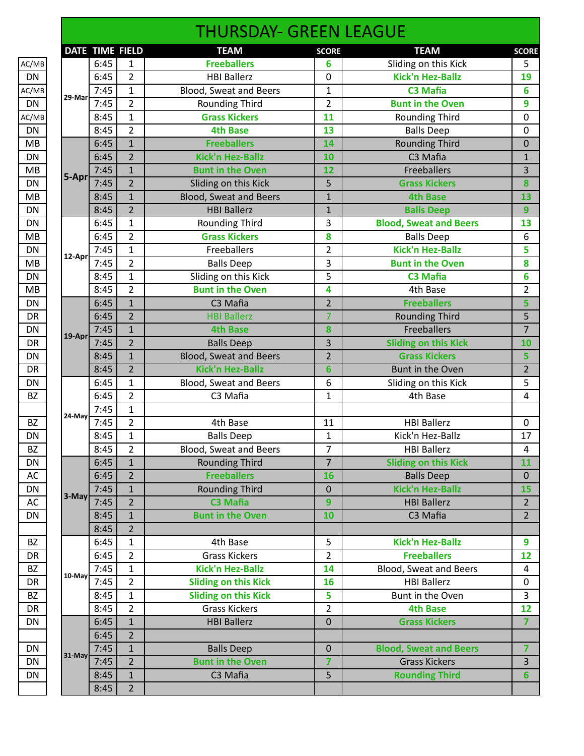# THURSDAY- GREEN LEAGUE

| | DATE | TIME | FIELD | TEAM | SCORE | TEAM | SCORE |
|---|---|---|---|---|---|---|---|
| AC/MB | 29-Mar | 6:45 | 1 | **Freeballers** | **6** | Sliding on this Kick | 5 |
| DN | | 6:45 | 2 | HBI Ballerz | 0 | **Kick'n Hez-Ballz** | **19** |
| AC/MB | | 7:45 | 1 | Blood, Sweat and Beers | 1 | **C3 Mafia** | **6** |
| DN | | 7:45 | 2 | Rounding Third | 2 | **Bunt in the Oven** | **9** |
| AC/MB | | 8:45 | 1 | **Grass Kickers** | **11** | Rounding Third | 0 |
| DN | | 8:45 | 2 | **4th Base** | **13** | Balls Deep | 0 |
| MB | 5-Apr | 6:45 | 1 | **Freeballers** | **14** | Rounding Third | 0 |
| DN | | 6:45 | 2 | **Kick'n Hez-Ballz** | **10** | C3 Mafia | 1 |
| MB | | 7:45 | 1 | **Bunt in the Oven** | **12** | Freeballers | 3 |
| DN | | 7:45 | 2 | Sliding on this Kick | 5 | **Grass Kickers** | **8** |
| MB | | 8:45 | 1 | Blood, Sweat and Beers | 1 | **4th Base** | **13** |
| DN | | 8:45 | 2 | HBI Ballerz | 1 | **Balls Deep** | **9** |
| DN | 12-Apr | 6:45 | 1 | Rounding Third | 3 | **Blood, Sweat and Beers** | **13** |
| MB | | 6:45 | 2 | **Grass Kickers** | **8** | Balls Deep | 6 |
| DN | | 7:45 | 1 | Freeballers | 2 | **Kick'n Hez-Ballz** | **5** |
| MB | | 7:45 | 2 | Balls Deep | 3 | **Bunt in the Oven** | **8** |
| DN | | 8:45 | 1 | Sliding on this Kick | 5 | **C3 Mafia** | **6** |
| MB | | 8:45 | 2 | **Bunt in the Oven** | **4** | 4th Base | 2 |
| DN | 19-Apr | 6:45 | 1 | C3 Mafia | 2 | **Freeballers** | **5** |
| DR | | 6:45 | 2 | HBI Ballerz | 7 | Rounding Third | 5 |
| DN | | 7:45 | 1 | **4th Base** | **8** | Freeballers | 7 |
| DR | | 7:45 | 2 | Balls Deep | 3 | **Sliding on this Kick** | **10** |
| DN | | 8:45 | 1 | Blood, Sweat and Beers | 2 | **Grass Kickers** | **5** |
| DR | | 8:45 | 2 | **Kick'n Hez-Ballz** | **6** | Bunt in the Oven | 2 |
| DN | 24-May | 6:45 | 1 | Blood, Sweat and Beers | 6 | Sliding on this Kick | 5 |
| BZ | | 6:45 | 2 | C3 Mafia | 1 | 4th Base | 4 |
| | | 7:45 | 1 | | | | |
| BZ | | 7:45 | 2 | 4th Base | 11 | HBI Ballerz | 0 |
| DN | | 8:45 | 1 | Balls Deep | 1 | Kick'n Hez-Ballz | 17 |
| BZ | | 8:45 | 2 | Blood, Sweat and Beers | 7 | HBI Ballerz | 4 |
| DN | 3-May | 6:45 | 1 | Rounding Third | 7 | **Sliding on this Kick** | **11** |
| AC | | 6:45 | 2 | **Freeballers** | **16** | Balls Deep | 0 |
| DN | | 7:45 | 1 | Rounding Third | 0 | **Kick'n Hez-Ballz** | **15** |
| AC | | 7:45 | 2 | **C3 Mafia** | **9** | HBI Ballerz | 2 |
| DN | | 8:45 | 1 | **Bunt in the Oven** | **10** | C3 Mafia | 2 |
| | | 8:45 | 2 | | | | |
| BZ | 10-May | 6:45 | 1 | 4th Base | 5 | **Kick'n Hez-Ballz** | **9** |
| DR | | 6:45 | 2 | Grass Kickers | 2 | **Freeballers** | **12** |
| BZ | | 7:45 | 1 | **Kick'n Hez-Ballz** | **14** | Blood, Sweat and Beers | 4 |
| DR | | 7:45 | 2 | **Sliding on this Kick** | **16** | HBI Ballerz | 0 |
| BZ | | 8:45 | 1 | **Sliding on this Kick** | **5** | Bunt in the Oven | 3 |
| DR | | 8:45 | 2 | Grass Kickers | 2 | **4th Base** | **12** |
| DN | 31-May | 6:45 | 1 | HBI Ballerz | 0 | **Grass Kickers** | **7** |
| | | 6:45 | 2 | | | | |
| DN | | 7:45 | 1 | Balls Deep | 0 | **Blood, Sweat and Beers** | **7** |
| DN | | 7:45 | 2 | **Bunt in the Oven** | **7** | Grass Kickers | 3 |
| DN | | 8:45 | 1 | C3 Mafia | 5 | **Rounding Third** | **6** |
| | | 8:45 | 2 | | | | |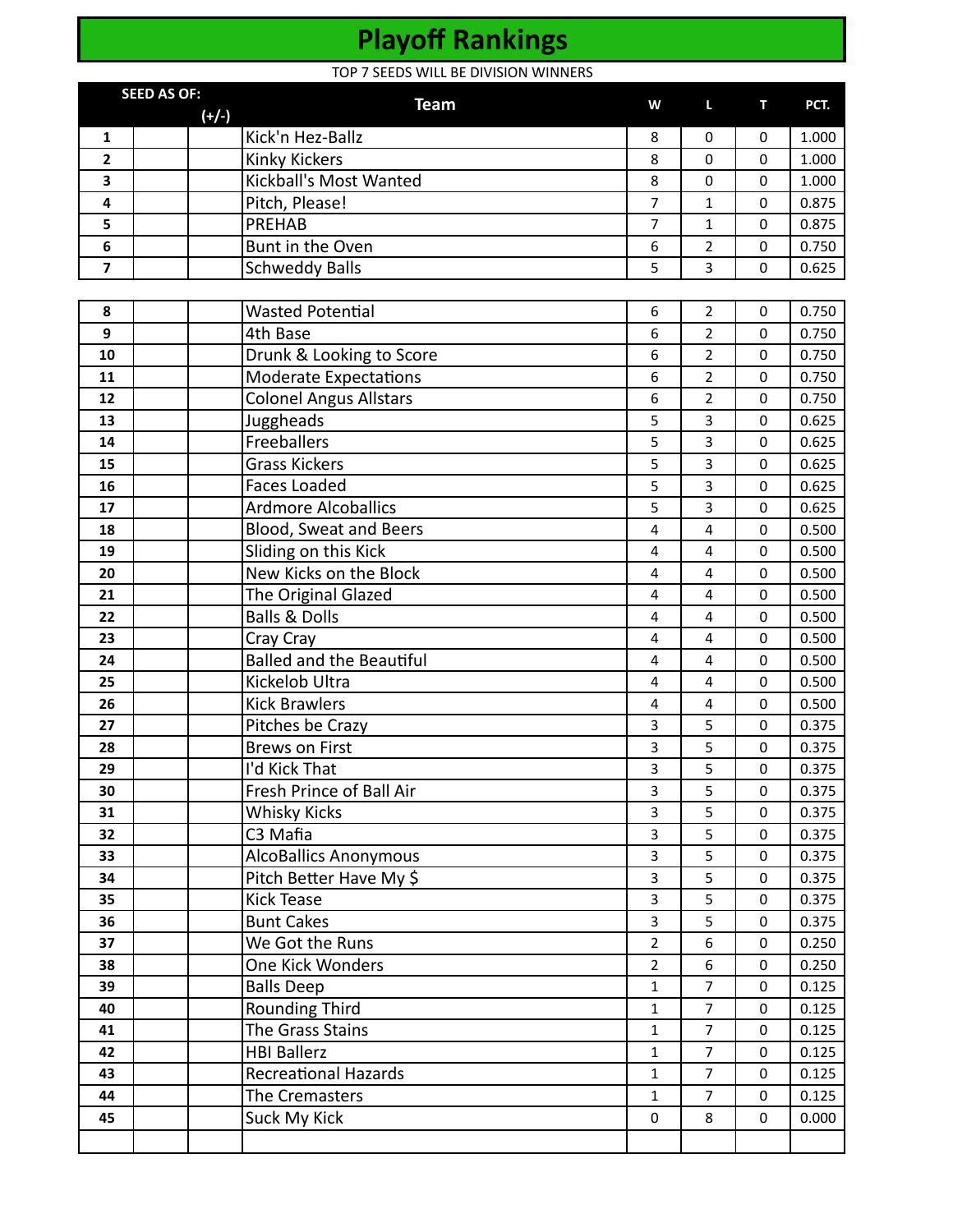# Playoff Rankings

TOP 7 SEEDS WILL BE DIVISION WINNERS

| SEED AS OF: | | (+/-) | Team | W | L | T | PCT. |
|---|---|---|---|---|---|---|---|
| 1 | | | Kick'n Hez-Ballz | 8 | 0 | 0 | 1.000 |
| 2 | | | Kinky Kickers | 8 | 0 | 0 | 1.000 |
| 3 | | | Kickball's Most Wanted | 8 | 0 | 0 | 1.000 |
| 4 | | | Pitch, Please! | 7 | 1 | 0 | 0.875 |
| 5 | | | PREHAB | 7 | 1 | 0 | 0.875 |
| 6 | | | Bunt in the Oven | 6 | 2 | 0 | 0.750 |
| 7 | | | Schweddy Balls | 5 | 3 | 0 | 0.625 |
| 8 | | | Wasted Potential | 6 | 2 | 0 | 0.750 |
| 9 | | | 4th Base | 6 | 2 | 0 | 0.750 |
| 10 | | | Drunk & Looking to Score | 6 | 2 | 0 | 0.750 |
| 11 | | | Moderate Expectations | 6 | 2 | 0 | 0.750 |
| 12 | | | Colonel Angus Allstars | 6 | 2 | 0 | 0.750 |
| 13 | | | Juggheads | 5 | 3 | 0 | 0.625 |
| 14 | | | Freeballers | 5 | 3 | 0 | 0.625 |
| 15 | | | Grass Kickers | 5 | 3 | 0 | 0.625 |
| 16 | | | Faces Loaded | 5 | 3 | 0 | 0.625 |
| 17 | | | Ardmore Alcoballics | 5 | 3 | 0 | 0.625 |
| 18 | | | Blood, Sweat and Beers | 4 | 4 | 0 | 0.500 |
| 19 | | | Sliding on this Kick | 4 | 4 | 0 | 0.500 |
| 20 | | | New Kicks on the Block | 4 | 4 | 0 | 0.500 |
| 21 | | | The Original Glazed | 4 | 4 | 0 | 0.500 |
| 22 | | | Balls & Dolls | 4 | 4 | 0 | 0.500 |
| 23 | | | Cray Cray | 4 | 4 | 0 | 0.500 |
| 24 | | | Balled and the Beautiful | 4 | 4 | 0 | 0.500 |
| 25 | | | Kickelob Ultra | 4 | 4 | 0 | 0.500 |
| 26 | | | Kick Brawlers | 4 | 4 | 0 | 0.500 |
| 27 | | | Pitches be Crazy | 3 | 5 | 0 | 0.375 |
| 28 | | | Brews on First | 3 | 5 | 0 | 0.375 |
| 29 | | | I'd Kick That | 3 | 5 | 0 | 0.375 |
| 30 | | | Fresh Prince of Ball Air | 3 | 5 | 0 | 0.375 |
| 31 | | | Whisky Kicks | 3 | 5 | 0 | 0.375 |
| 32 | | | C3 Mafia | 3 | 5 | 0 | 0.375 |
| 33 | | | AlcoBallics Anonymous | 3 | 5 | 0 | 0.375 |
| 34 | | | Pitch Better Have My $ | 3 | 5 | 0 | 0.375 |
| 35 | | | Kick Tease | 3 | 5 | 0 | 0.375 |
| 36 | | | Bunt Cakes | 3 | 5 | 0 | 0.375 |
| 37 | | | We Got the Runs | 2 | 6 | 0 | 0.250 |
| 38 | | | One Kick Wonders | 2 | 6 | 0 | 0.250 |
| 39 | | | Balls Deep | 1 | 7 | 0 | 0.125 |
| 40 | | | Rounding Third | 1 | 7 | 0 | 0.125 |
| 41 | | | The Grass Stains | 1 | 7 | 0 | 0.125 |
| 42 | | | HBI Ballerz | 1 | 7 | 0 | 0.125 |
| 43 | | | Recreational Hazards | 1 | 7 | 0 | 0.125 |
| 44 | | | The Cremasters | 1 | 7 | 0 | 0.125 |
| 45 | | | Suck My Kick | 0 | 8 | 0 | 0.000 |
| | | | | | | | |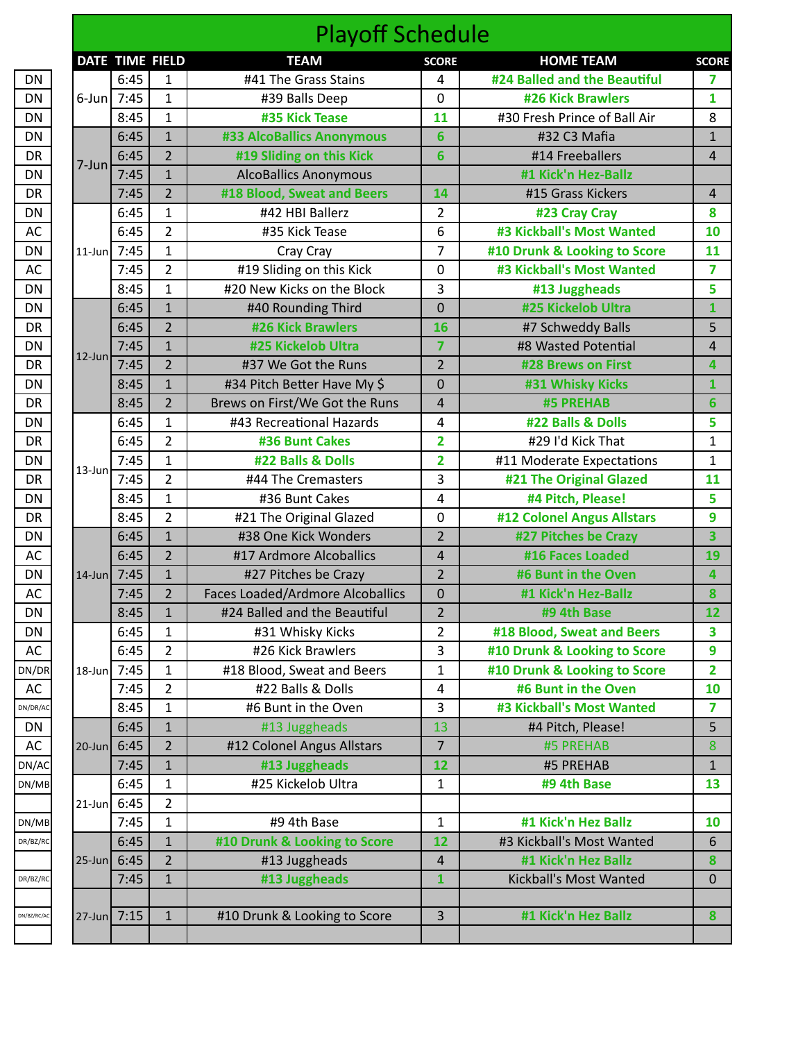# Playoff Schedule

| | DATE | TIME | FIELD | TEAM | SCORE | HOME TEAM | SCORE |
|---|---|---|---|---|---|---|---|
| DN | 6-Jun | 6:45 | 1 | #41 The Grass Stains | 4 | **#24 Balled and the Beautiful** | **7** |
| DN | | 7:45 | 1 | #39 Balls Deep | 0 | **#26 Kick Brawlers** | **1** |
| DN | | 8:45 | 1 | **#35 Kick Tease** | **11** | #30 Fresh Prince of Ball Air | 8 |
| DN | 7-Jun | 6:45 | 1 | **#33 AlcoBallics Anonymous** | **6** | #32 C3 Mafia | 1 |
| DR | | 6:45 | 2 | **#19 Sliding on this Kick** | **6** | #14 Freeballers | 4 |
| DN | | 7:45 | 1 | AlcoBallics Anonymous | | **#1 Kick'n Hez-Ballz** | |
| DR | | 7:45 | 2 | **#18 Blood, Sweat and Beers** | **14** | #15 Grass Kickers | 4 |
| DN | 11-Jun | 6:45 | 1 | #42 HBI Ballerz | 2 | **#23 Cray Cray** | **8** |
| AC | | 6:45 | 2 | #35 Kick Tease | 6 | **#3 Kickball's Most Wanted** | **10** |
| DN | | 7:45 | 1 | Cray Cray | 7 | **#10 Drunk & Looking to Score** | **11** |
| AC | | 7:45 | 2 | #19 Sliding on this Kick | 0 | **#3 Kickball's Most Wanted** | **7** |
| DN | | 8:45 | 1 | #20 New Kicks on the Block | 3 | **#13 Juggheads** | **5** |
| DN | 12-Jun | 6:45 | 1 | #40 Rounding Third | 0 | **#25 Kickelob Ultra** | **1** |
| DR | | 6:45 | 2 | **#26 Kick Brawlers** | **16** | #7 Schweddy Balls | 5 |
| DN | | 7:45 | 1 | **#25 Kickelob Ultra** | **7** | #8 Wasted Potential | 4 |
| DR | | 7:45 | 2 | #37 We Got the Runs | 2 | **#28 Brews on First** | **4** |
| DN | | 8:45 | 1 | #34 Pitch Better Have My $ | 0 | **#31 Whisky Kicks** | **1** |
| DR | | 8:45 | 2 | Brews on First/We Got the Runs | 4 | **#5 PREHAB** | **6** |
| DN | 13-Jun | 6:45 | 1 | #43 Recreational Hazards | 4 | **#22 Balls & Dolls** | **5** |
| DR | | 6:45 | 2 | **#36 Bunt Cakes** | **2** | #29 I'd Kick That | 1 |
| DN | | 7:45 | 1 | **#22 Balls & Dolls** | **2** | #11 Moderate Expectations | 1 |
| DR | | 7:45 | 2 | #44 The Cremasters | 3 | **#21 The Original Glazed** | **11** |
| DN | | 8:45 | 1 | #36 Bunt Cakes | 4 | **#4 Pitch, Please!** | **5** |
| DR | | 8:45 | 2 | #21 The Original Glazed | 0 | **#12 Colonel Angus Allstars** | **9** |
| DN | 14-Jun | 6:45 | 1 | #38 One Kick Wonders | 2 | **#27 Pitches be Crazy** | **3** |
| AC | | 6:45 | 2 | #17 Ardmore Alcoballics | 4 | **#16 Faces Loaded** | **19** |
| DN | | 7:45 | 1 | #27 Pitches be Crazy | 2 | **#6 Bunt in the Oven** | **4** |
| AC | | 7:45 | 2 | Faces Loaded/Ardmore Alcoballics | 0 | **#1 Kick'n Hez-Ballz** | **8** |
| DN | | 8:45 | 1 | #24 Balled and the Beautiful | 2 | **#9 4th Base** | **12** |
| DN | 18-Jun | 6:45 | 1 | #31 Whisky Kicks | 2 | **#18 Blood, Sweat and Beers** | **3** |
| AC | | 6:45 | 2 | #26 Kick Brawlers | 3 | **#10 Drunk & Looking to Score** | **9** |
| DN/DR | | 7:45 | 1 | #18 Blood, Sweat and Beers | 1 | **#10 Drunk & Looking to Score** | **2** |
| AC | | 7:45 | 2 | #22 Balls & Dolls | 4 | **#6 Bunt in the Oven** | **10** |
| DN/DR/AC | | 8:45 | 1 | #6 Bunt in the Oven | 3 | **#3 Kickball's Most Wanted** | **7** |
| DN | 20-Jun | 6:45 | 1 | #13 Juggheads | 13 | #4 Pitch, Please! | 5 |
| AC | | 6:45 | 2 | #12 Colonel Angus Allstars | 7 | #5 PREHAB | 8 |
| DN/AC | | 7:45 | 1 | **#13 Juggheads** | **12** | #5 PREHAB | 1 |
| DN/MB | 21-Jun | 6:45 | 1 | #25 Kickelob Ultra | 1 | **#9 4th Base** | **13** |
| | | 6:45 | 2 | | | | |
| DN/MB | | 7:45 | 1 | #9 4th Base | 1 | **#1 Kick'n Hez Ballz** | **10** |
| DR/BZ/RC | 25-Jun | 6:45 | 1 | **#10 Drunk & Looking to Score** | **12** | #3 Kickball's Most Wanted | 6 |
| | | 6:45 | 2 | #13 Juggheads | 4 | **#1 Kick'n Hez Ballz** | **8** |
| DR/BZ/RC | | 7:45 | 1 | **#13 Juggheads** | **1** | Kickball's Most Wanted | 0 |
| | | | | | | | |
| DN/BZ/RC/AC | 27-Jun | 7:15 | 1 | #10 Drunk & Looking to Score | 3 | **#1 Kick'n Hez Ballz** | **8** |
| | | | | | | | |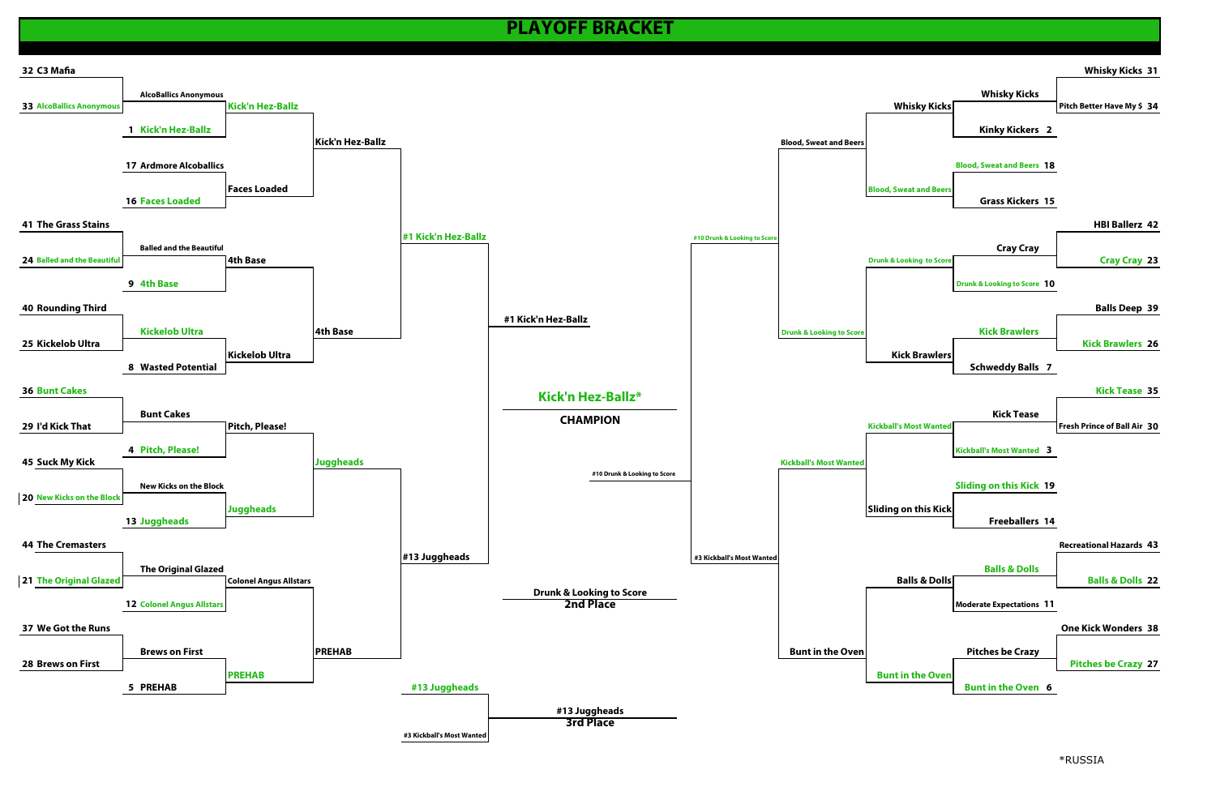# PLAYOFF BRACKET

32 C3 Mafia
33 AlcoBallics Anonymous
AlcoBallics Anonymous
1 Kick'n Hez-Ballz
Kick'n Hez-Ballz
17 Ardmore Alcoballics
16 Faces Loaded
Faces Loaded
Kick'n Hez-Ballz

41 The Grass Stains
24 Balled and the Beautiful
Balled and the Beautiful
9 4th Base
4th Base
40 Rounding Third
25 Kickelob Ultra
Kickelob Ultra
8 Wasted Potential
Kickelob Ultra
4th Base

#1 Kick'n Hez-Ballz

36 Bunt Cakes
29 I'd Kick That
Bunt Cakes
4 Pitch, Please!
Pitch, Please!
45 Suck My Kick
20 New Kicks on the Block
New Kicks on the Block
13 Juggheads
Juggheads
Juggheads

44 The Cremasters
21 The Original Glazed
The Original Glazed
12 Colonel Angus Allstars
Colonel Angus Allstars
37 We Got the Runs
28 Brews on First
Brews on First
5 PREHAB
PREHAB
PREHAB

#13 Juggheads

#1 Kick'n Hez-Ballz

Whisky Kicks 31
Pitch Better Have My $ 34
Whisky Kicks
Kinky Kickers 2
Whisky Kicks
Blood, Sweat and Beers 18
Grass Kickers 15
Blood, Sweat and Beers
Blood, Sweat and Beers

HBI Ballerz 42
Cray Cray 23
Cray Cray
Drunk & Looking to Score 10
Drunk & Looking to Score
Balls Deep 39
Kick Brawlers 26
Kick Brawlers
Schweddy Balls 7
Kick Brawlers
Drunk & Looking to Score

#10 Drunk & Looking to Score

Kick Tease 35
Fresh Prince of Ball Air 30
Kick Tease
Kickball's Most Wanted 3
Kickball's Most Wanted
Sliding on this Kick 19
Freeballers 14
Sliding on this Kick
Kickball's Most Wanted

Recreational Hazards 43
Balls & Dolls 22
Balls & Dolls
Moderate Expectations 11
Balls & Dolls
One Kick Wonders 38
Pitches be Crazy 27
Pitches be Crazy
Bunt in the Oven 6
Bunt in the Oven
Bunt in the Oven

#3 Kickball's Most Wanted

#10 Drunk & Looking to Score

**Kick'n Hez-Ballz***

**CHAMPION**

Drunk & Looking to Score
**2nd Place**

#13 Juggheads
#3 Kickball's Most Wanted

#13 Juggheads
**3rd Place**

*RUSSIA